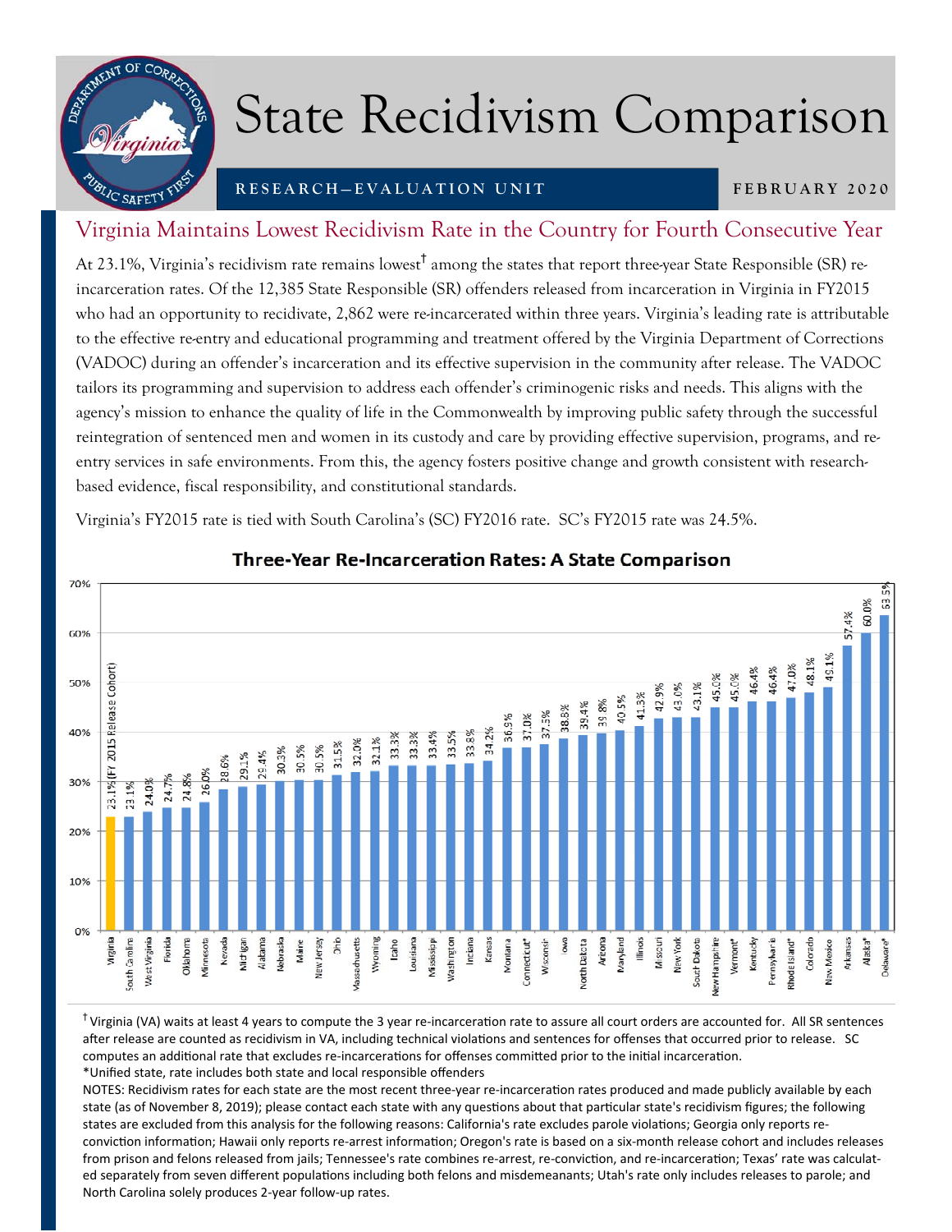# State Recidivism Comparison

RESEARCH—EVALUATION UNIT

FEBRUARY 2020

## Virginia Maintains Lowest Recidivism Rate in the Country for Fourth Consecutive Year

At 23.1%, Virginia's recidivism rate remains lowest† among the states that report three-year State Responsible (SR) re-incarceration rates. Of the 12,385 State Responsible (SR) offenders released from incarceration in Virginia in FY2015 who had an opportunity to recidivate, 2,862 were re-incarcerated within three years. Virginia's leading rate is attributable to the effective re-entry and educational programming and treatment offered by the Virginia Department of Corrections (VADOC) during an offender's incarceration and its effective supervision in the community after release. The VADOC tailors its programming and supervision to address each offender's criminogenic risks and needs. This aligns with the agency's mission to enhance the quality of life in the Commonwealth by improving public safety through the successful reintegration of sentenced men and women in its custody and care by providing effective supervision, programs, and re-entry services in safe environments. From this, the agency fosters positive change and growth consistent with research-based evidence, fiscal responsibility, and constitutional standards.

Virginia's FY2015 rate is tied with South Carolina's (SC) FY2016 rate. SC's FY2015 rate was 24.5%.

### Three-Year Re-Incarceration Rates: A State Comparison

| State | Rate |
|---|---|
| Virginia | 23.1% (FY 2015 Release Cohort) |
| South Carolina | 23.1% |
| West Virginia | 24.0% |
| Florida | 24.7% |
| Oklahoma | 24.8% |
| Minnesota | 26.0% |
| Nevada | 28.6% |
| Michigan | 29.1% |
| Alabama | 29.4% |
| Nebraska | 30.3% |
| Maine | 30.5% |
| New Jersey | 30.5% |
| Ohio | 31.5% |
| Massachusetts | 32.0% |
| Wyoming | 32.1% |
| Idaho | 33.3% |
| Louisiana | 33.3% |
| Mississippi | 33.4% |
| Washington | 33.5% |
| Indiana | 33.8% |
| Kansas | 34.2% |
| Montana | 36.9% |
| Connecticut* | 37.0% |
| Wisconsin | 37.5% |
| Iowa | 38.8% |
| North Dakota | 39.4% |
| Arizona | 39.8% |
| Maryland | 40.5% |
| Illinois | 41.3% |
| Missouri | 42.9% |
| New York | 43.0% |
| South Dakota | 43.1% |
| New Hampshire | 45.0% |
| Vermont* | 45.0% |
| Kentucky | 46.4% |
| Pennsylvania | 46.4% |
| Rhode Island* | 47.0% |
| Colorado | 48.1% |
| New Mexico | 49.1% |
| Arkansas | 57.4% |
| Alaska* | 60.0% |
| Delaware* | 63.5% |

† Virginia (VA) waits at least 4 years to compute the 3 year re-incarceration rate to assure all court orders are accounted for. All SR sentences after release are counted as recidivism in VA, including technical violations and sentences for offenses that occurred prior to release. SC computes an additional rate that excludes re-incarcerations for offenses committed prior to the initial incarceration.

*Unified state, rate includes both state and local responsible offenders

NOTES: Recidivism rates for each state are the most recent three-year re-incarceration rates produced and made publicly available by each state (as of November 8, 2019); please contact each state with any questions about that particular state's recidivism figures; the following states are excluded from this analysis for the following reasons: California's rate excludes parole violations; Georgia only reports re-conviction information; Hawaii only reports re-arrest information; Oregon's rate is based on a six-month release cohort and includes releases from prison and felons released from jails; Tennessee's rate combines re-arrest, re-conviction, and re-incarceration; Texas' rate was calculated separately from seven different populations including both felons and misdemeanants; Utah's rate only includes releases to parole; and North Carolina solely produces 2-year follow-up rates.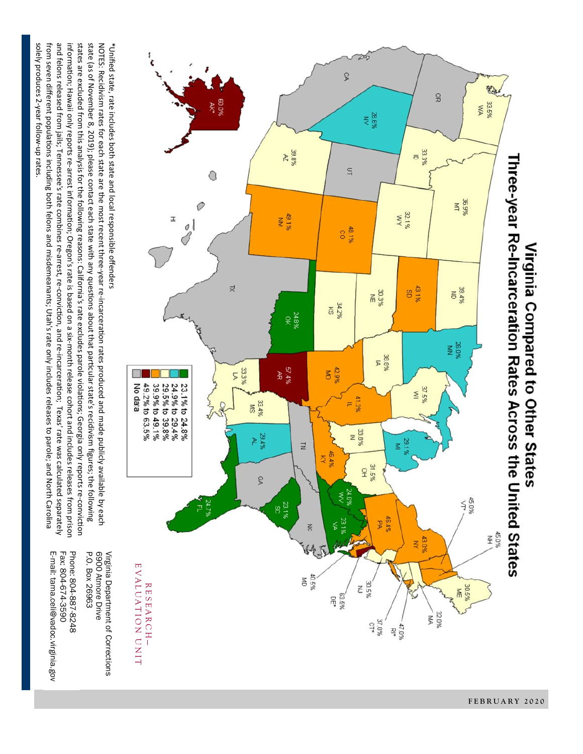# Virginia Compared to Other States

## Three-year Re-Incarceration Rates Across the United States

WA 33.5%
OR
CA
NV 28.6%
ID 33.1%
MT 36.9%
UT
AZ 39.8%
WY 32.1%
CO 48.1%
NM 49.1%
ND 39.4%
SD 43.1%
NE 30.3%
KS 34.2%
OK 24.8%
TX
MN 26.0%
IA 36.8%
MO 42.9%
AR 57.4%
LA 33.3%
WI 37.5%
IL 41.3%
MS 33.4%
MI 29.1%
IN 33.8%
KY 46.4%
TN
AL 29.4%
OH 31.5%
GA
FL 24.7%
SC 23.1%
NC
WV 24.0%
VA 23.1%
PA 46.4%
NY 43.0%
VT* 45.0%
NH 45.0%
ME 30.5%
MA 32.0%
RI* 47.0%
CT* 37.0%
NJ 30.5%
DE* 63.5%
MD 40.5%
AK* 60.0%
HI

23.1% to 24.8%
24.9% to 29.4%
29.5% to 39.8%
39.9% to 49.1%
49.2% to 63.5%
No data

*Unified state, rate includes both state and local responsible offenders

NOTES: Recidivism rates for each state are the most recent three-year re-incarceration rates produced and made publicly available by each state (as of November 8, 2019); please contact each state with any questions about that particular state's recidivism figures; the following states are excluded from this analysis for the following reasons: California's rate excludes parole violations; Georgia only reports re-conviction information; Hawaii only reports re-arrest information; Oregon's rate is based on a six-month release cohort and includes releases from prison and felons released from jails; Tennessee's rate combines re-arrest, re-conviction, and re-incarceration; Texas' rate was calculated separately from seven different populations including both felons and misdemeanants; Utah's rate only includes releases to parole; and North Carolina solely produces 2-year follow-up rates.

RESEARCH–
EVALUATION UNIT

Virginia Department of Corrections
6900 Atmore Drive
P.O. Box 26963

Phone: 804-887-8248
Fax: 804-674-3590
E-mail: tama.celi@vadoc.virginia.gov

FEBRUARY 2020